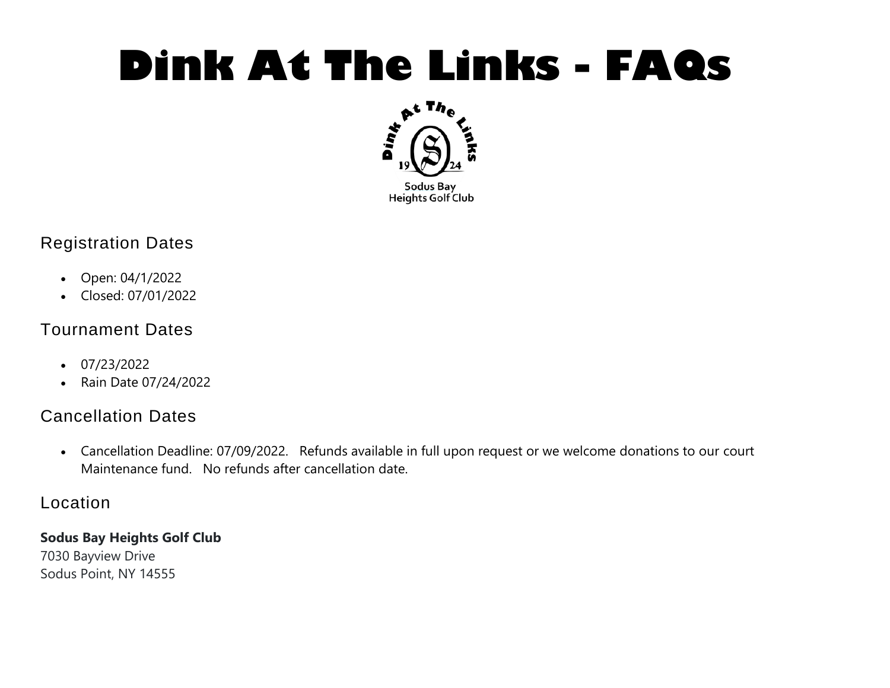# Dink At The Links - FAQs

## Registration Dates

- Open: 04/1/2022
- Closed: 07/01/2022

## Tournament Dates

- 07/23/2022
- Rain Date 07/24/2022

## Cancellation Dates

- Cancellation Deadline: 07/09/2022. Refunds available in full upon request or we welcome donations to our court Maintenance fund. No refunds after cancellation date.

## Location

**Sodus Bay Heights Golf Club**
7030 Bayview Drive
Sodus Point, NY 14555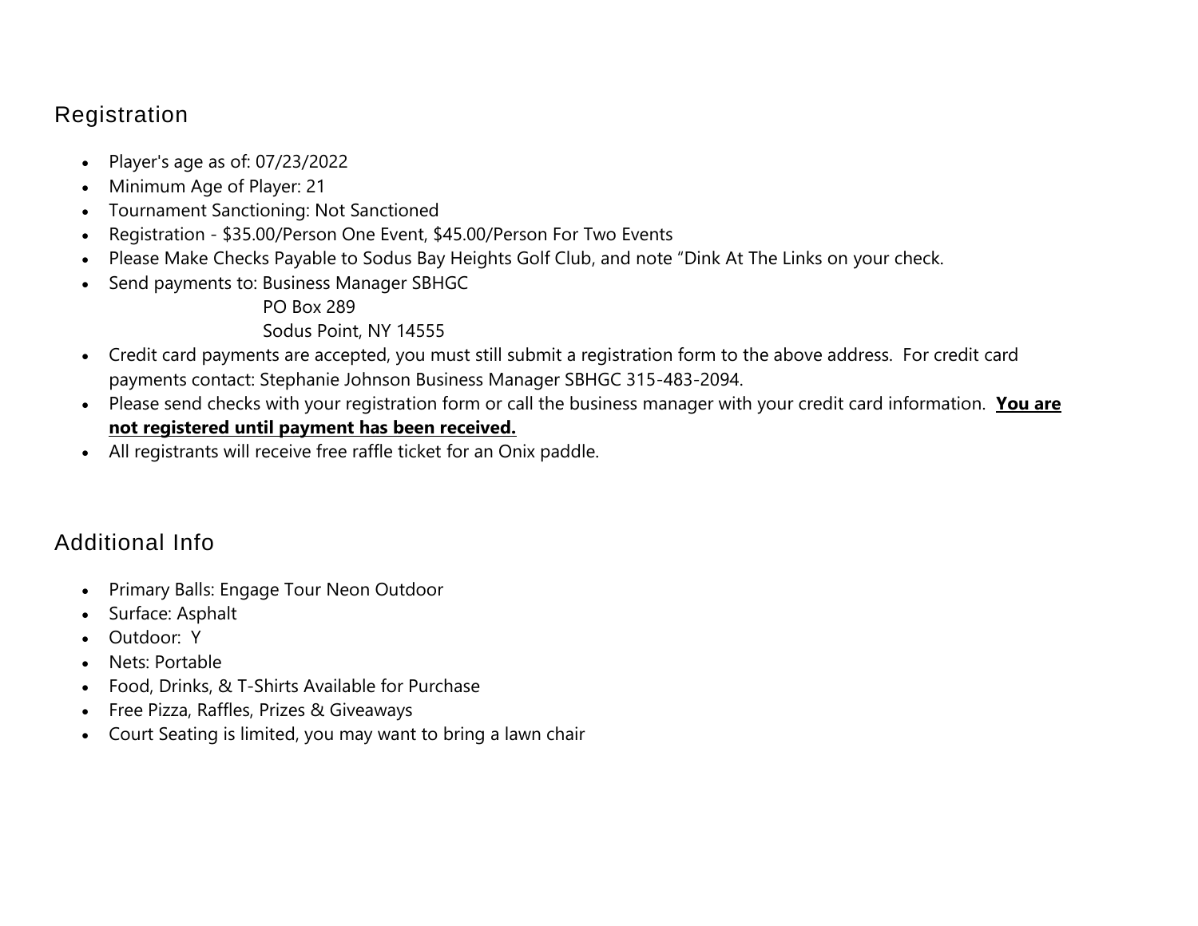## Registration

- Player's age as of: 07/23/2022
- Minimum Age of Player: 21
- Tournament Sanctioning: Not Sanctioned
- Registration - $35.00/Person One Event, $45.00/Person For Two Events
- Please Make Checks Payable to Sodus Bay Heights Golf Club, and note "Dink At The Links on your check.
- Send payments to: Business Manager SBHGC  
  PO Box 289  
  Sodus Point, NY 14555
- Credit card payments are accepted, you must still submit a registration form to the above address. For credit card payments contact: Stephanie Johnson Business Manager SBHGC 315-483-2094.
- Please send checks with your registration form or call the business manager with your credit card information. **<u>You are not registered until payment has been received.</u>**
- All registrants will receive free raffle ticket for an Onix paddle.

## Additional Info

- Primary Balls: Engage Tour Neon Outdoor
- Surface: Asphalt
- Outdoor: Y
- Nets: Portable
- Food, Drinks, & T-Shirts Available for Purchase
- Free Pizza, Raffles, Prizes & Giveaways
- Court Seating is limited, you may want to bring a lawn chair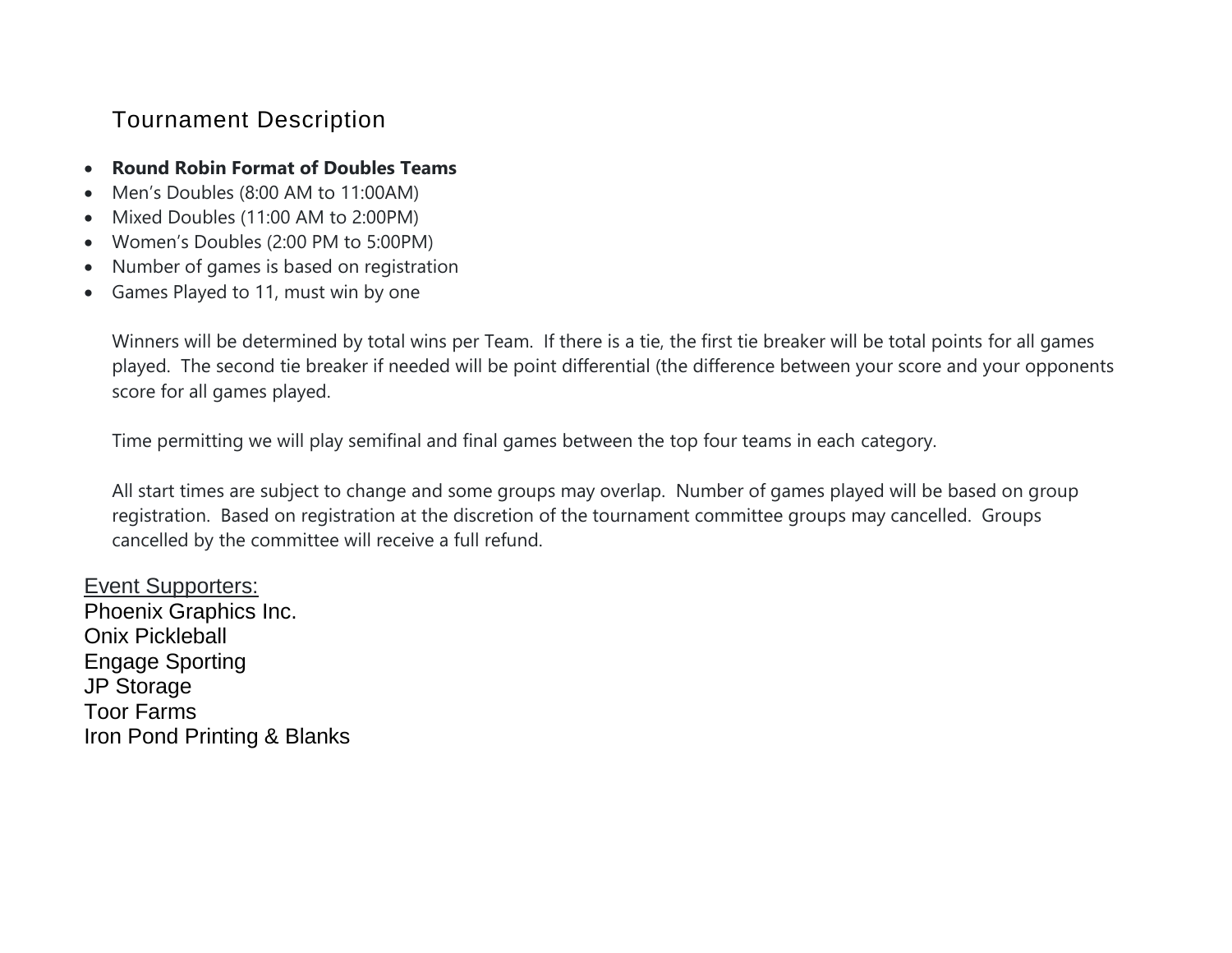## Tournament Description

- **Round Robin Format of Doubles Teams**
- Men's Doubles (8:00 AM to 11:00AM)
- Mixed Doubles (11:00 AM to 2:00PM)
- Women's Doubles (2:00 PM to 5:00PM)
- Number of games is based on registration
- Games Played to 11, must win by one

Winners will be determined by total wins per Team. If there is a tie, the first tie breaker will be total points for all games played. The second tie breaker if needed will be point differential (the difference between your score and your opponents score for all games played.

Time permitting we will play semifinal and final games between the top four teams in each category.

All start times are subject to change and some groups may overlap. Number of games played will be based on group registration. Based on registration at the discretion of the tournament committee groups may cancelled. Groups cancelled by the committee will receive a full refund.

Event Supporters:

Phoenix Graphics Inc.
Onix Pickleball
Engage Sporting
JP Storage
Toor Farms
Iron Pond Printing & Blanks